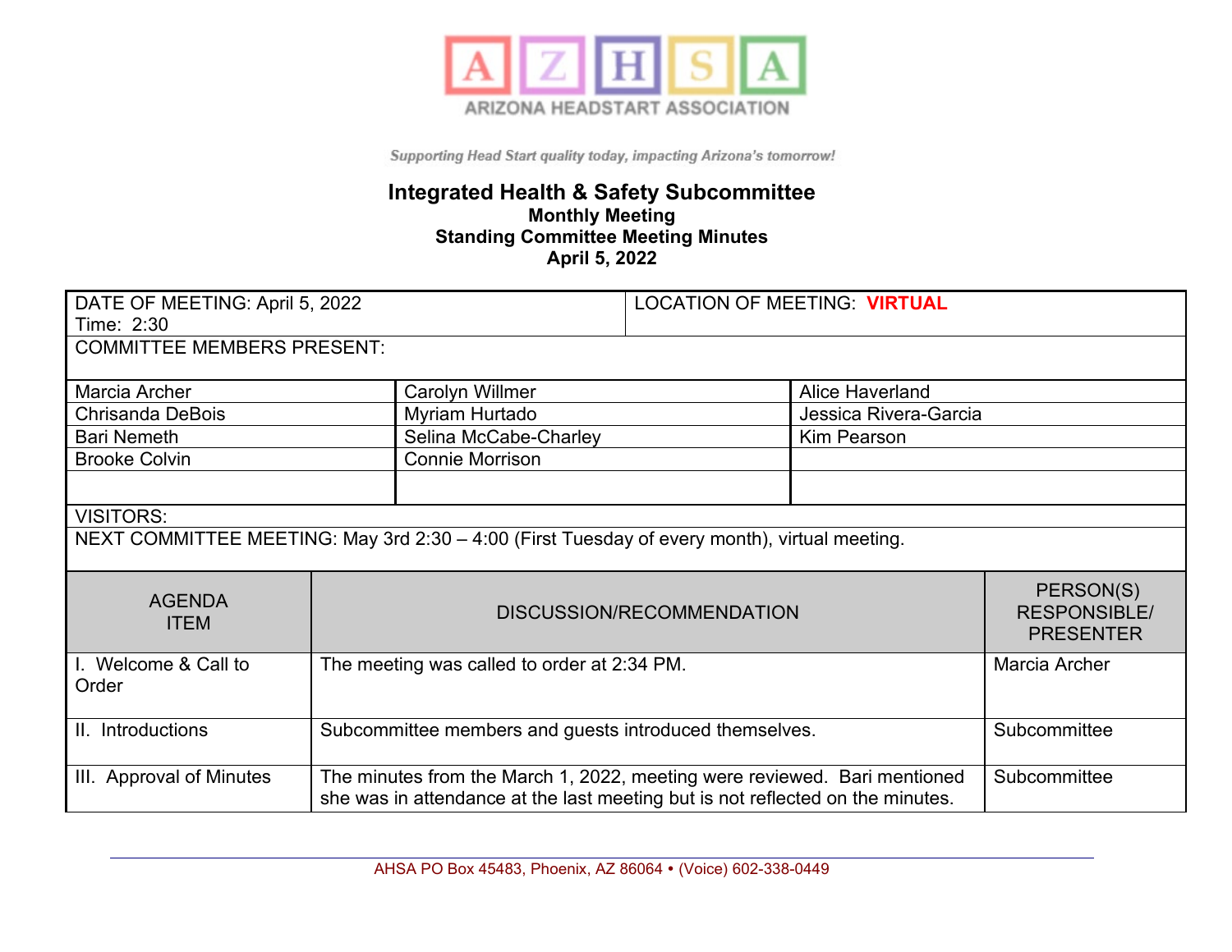ARIZONA HEADSTART ASSOCIATION

*Supporting Head Start quality today, impacting Arizona's tomorrow!*

# Integrated Health & Safety Subcommittee

**Monthly Meeting**
**Standing Committee Meeting Minutes**
**April 5, 2022**

| DATE OF MEETING: April 5, 2022<br>Time: 2:30 | | LOCATION OF MEETING: **VIRTUAL** |
|---|---|---|
| COMMITTEE MEMBERS PRESENT: | | |
| Marcia Archer | Carolyn Willmer | Alice Haverland |
| Chrisanda DeBois | Myriam Hurtado | Jessica Rivera-Garcia |
| Bari Nemeth | Selina McCabe-Charley | Kim Pearson |
| Brooke Colvin | Connie Morrison | |
| VISITORS: | | |
| NEXT COMMITTEE MEETING: May 3rd 2:30 – 4:00 (First Tuesday of every month), virtual meeting. | | |

| AGENDA ITEM | DISCUSSION/RECOMMENDATION | PERSON(S) RESPONSIBLE/ PRESENTER |
|---|---|---|
| I. Welcome & Call to Order | The meeting was called to order at 2:34 PM. | Marcia Archer |
| II. Introductions | Subcommittee members and guests introduced themselves. | Subcommittee |
| III. Approval of Minutes | The minutes from the March 1, 2022, meeting were reviewed. Bari mentioned she was in attendance at the last meeting but is not reflected on the minutes. | Subcommittee |

AHSA PO Box 45483, Phoenix, AZ 86064 • (Voice) 602-338-0449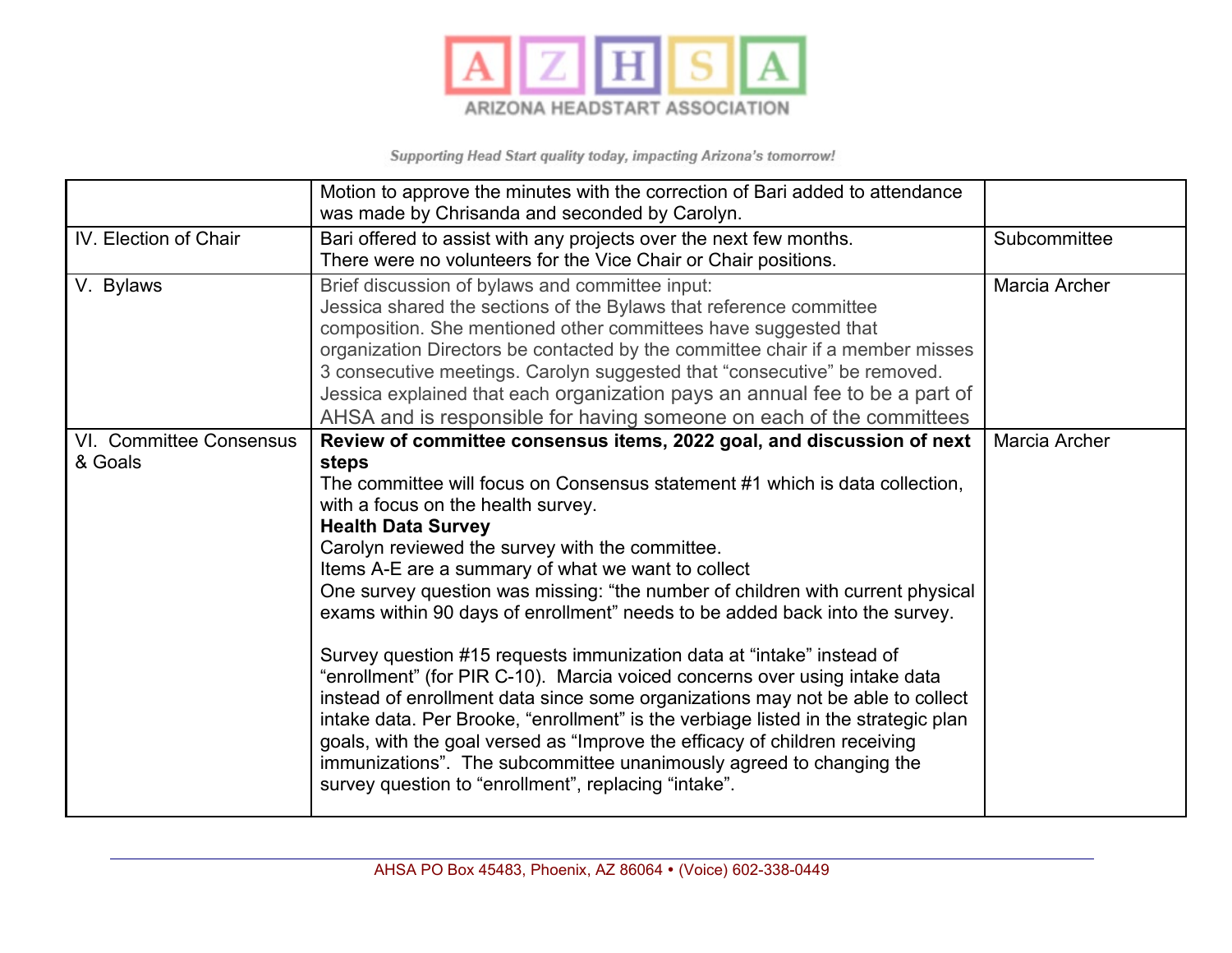| | | |
|---|---|---|
| | Motion to approve the minutes with the correction of Bari added to attendance was made by Chrisanda and seconded by Carolyn. | |
| IV. Election of Chair | Bari offered to assist with any projects over the next few months.<br>There were no volunteers for the Vice Chair or Chair positions. | Subcommittee |
| V. Bylaws | Brief discussion of bylaws and committee input:<br>Jessica shared the sections of the Bylaws that reference committee composition. She mentioned other committees have suggested that organization Directors be contacted by the committee chair if a member misses 3 consecutive meetings. Carolyn suggested that "consecutive" be removed.<br>Jessica explained that each organization pays an annual fee to be a part of AHSA and is responsible for having someone on each of the committees | Marcia Archer |
| VI. Committee Consensus & Goals | **Review of committee consensus items, 2022 goal, and discussion of next steps**<br>The committee will focus on Consensus statement #1 which is data collection, with a focus on the health survey.<br>**Health Data Survey**<br>Carolyn reviewed the survey with the committee.<br>Items A-E are a summary of what we want to collect<br>One survey question was missing: "the number of children with current physical exams within 90 days of enrollment" needs to be added back into the survey.<br><br>Survey question #15 requests immunization data at "intake" instead of "enrollment" (for PIR C-10). Marcia voiced concerns over using intake data instead of enrollment data since some organizations may not be able to collect intake data. Per Brooke, "enrollment" is the verbiage listed in the strategic plan goals, with the goal versed as "Improve the efficacy of children receiving immunizations". The subcommittee unanimously agreed to changing the survey question to "enrollment", replacing "intake". | Marcia Archer |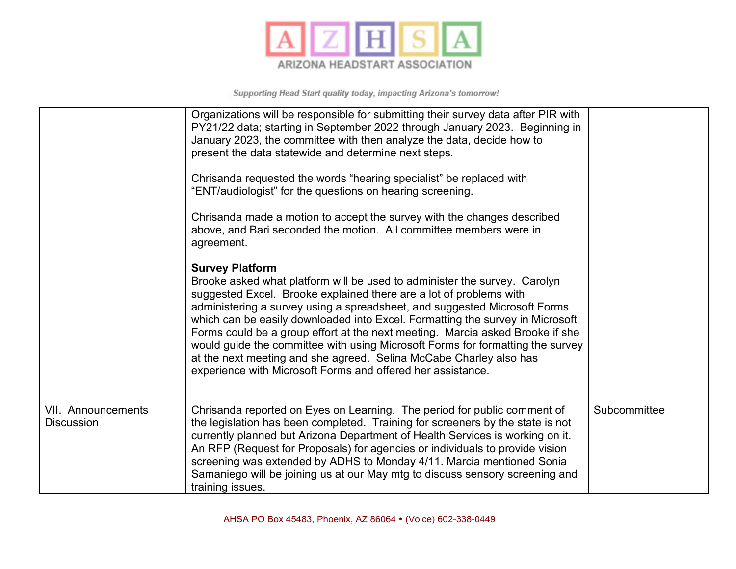| | | |
|---|---|---|
| | Organizations will be responsible for submitting their survey data after PIR with PY21/22 data; starting in September 2022 through January 2023. Beginning in January 2023, the committee with then analyze the data, decide how to present the data statewide and determine next steps.<br><br>Chrisanda requested the words "hearing specialist" be replaced with "ENT/audiologist" for the questions on hearing screening.<br><br>Chrisanda made a motion to accept the survey with the changes described above, and Bari seconded the motion. All committee members were in agreement.<br><br>**Survey Platform**<br>Brooke asked what platform will be used to administer the survey. Carolyn suggested Excel. Brooke explained there are a lot of problems with administering a survey using a spreadsheet, and suggested Microsoft Forms which can be easily downloaded into Excel. Formatting the survey in Microsoft Forms could be a group effort at the next meeting. Marcia asked Brooke if she would guide the committee with using Microsoft Forms for formatting the survey at the next meeting and she agreed. Selina McCabe Charley also has experience with Microsoft Forms and offered her assistance. | |
| VII. Announcements Discussion | Chrisanda reported on Eyes on Learning. The period for public comment of the legislation has been completed. Training for screeners by the state is not currently planned but Arizona Department of Health Services is working on it. An RFP (Request for Proposals) for agencies or individuals to provide vision screening was extended by ADHS to Monday 4/11. Marcia mentioned Sonia Samaniego will be joining us at our May mtg to discuss sensory screening and training issues. | Subcommittee |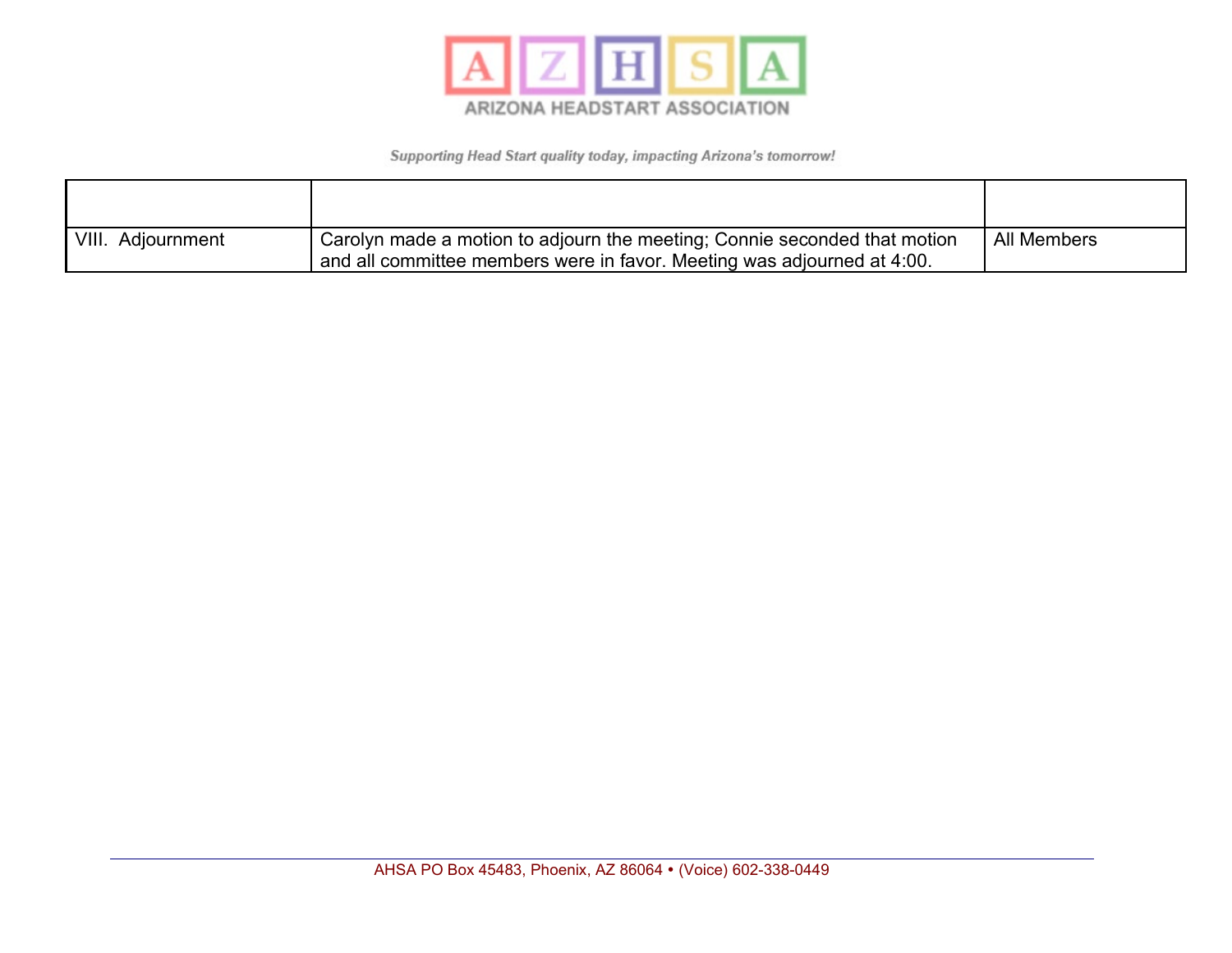| | | |
|---|---|---|
| VIII. Adjournment | Carolyn made a motion to adjourn the meeting; Connie seconded that motion and all committee members were in favor. Meeting was adjourned at 4:00. | All Members |